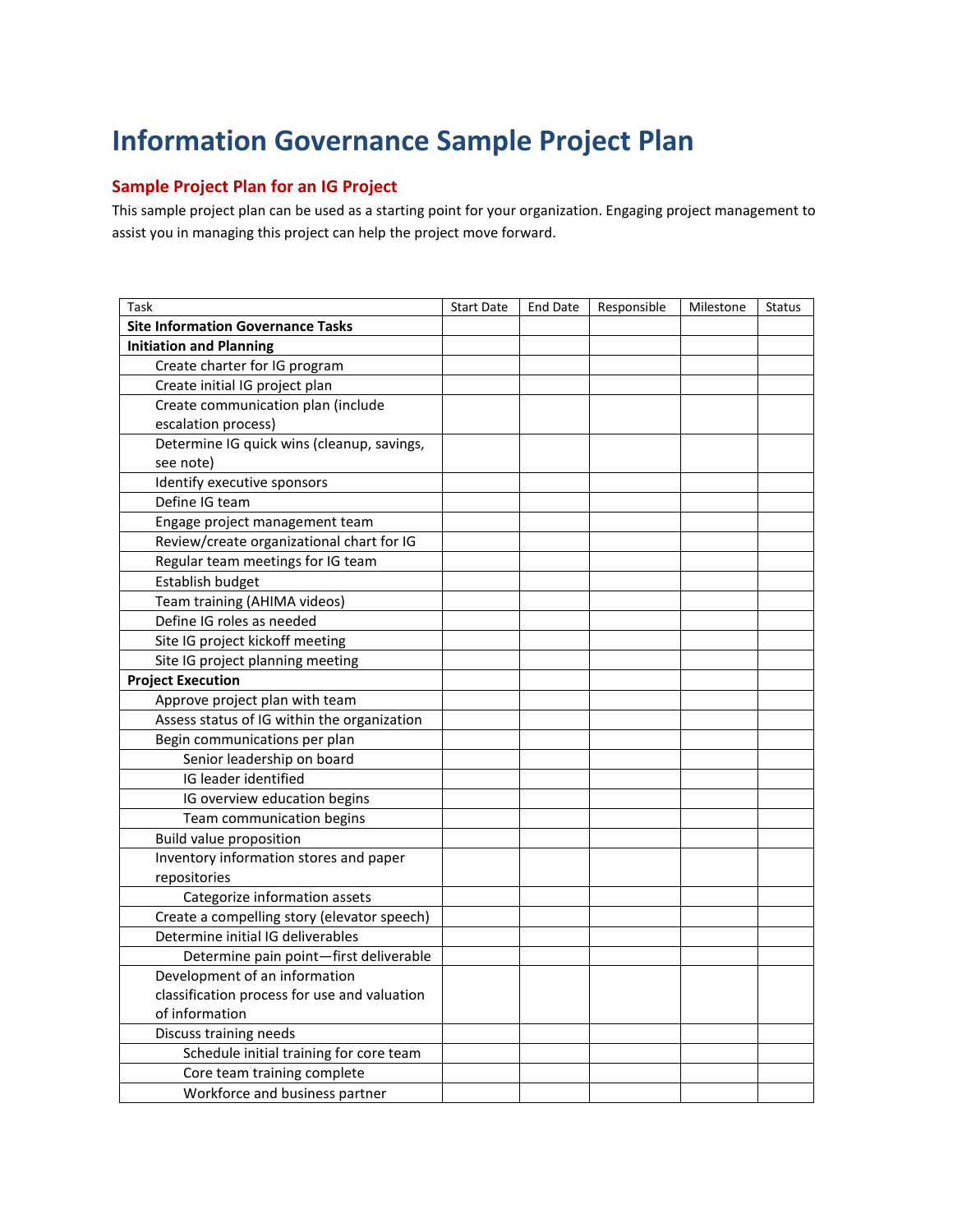# Information Governance Sample Project Plan

## Sample Project Plan for an IG Project

This sample project plan can be used as a starting point for your organization. Engaging project management to assist you in managing this project can help the project move forward.

| Task | Start Date | End Date | Responsible | Milestone | Status |
|---|---|---|---|---|---|
| **Site Information Governance Tasks** | | | | | |
| **Initiation and Planning** | | | | | |
| Create charter for IG program | | | | | |
| Create initial IG project plan | | | | | |
| Create communication plan (include escalation process) | | | | | |
| Determine IG quick wins (cleanup, savings, see note) | | | | | |
| Identify executive sponsors | | | | | |
| Define IG team | | | | | |
| Engage project management team | | | | | |
| Review/create organizational chart for IG | | | | | |
| Regular team meetings for IG team | | | | | |
| Establish budget | | | | | |
| Team training (AHIMA videos) | | | | | |
| Define IG roles as needed | | | | | |
| Site IG project kickoff meeting | | | | | |
| Site IG project planning meeting | | | | | |
| **Project Execution** | | | | | |
| Approve project plan with team | | | | | |
| Assess status of IG within the organization | | | | | |
| Begin communications per plan | | | | | |
| Senior leadership on board | | | | | |
| IG leader identified | | | | | |
| IG overview education begins | | | | | |
| Team communication begins | | | | | |
| Build value proposition | | | | | |
| Inventory information stores and paper repositories | | | | | |
| Categorize information assets | | | | | |
| Create a compelling story (elevator speech) | | | | | |
| Determine initial IG deliverables | | | | | |
| Determine pain point—first deliverable | | | | | |
| Development of an information classification process for use and valuation of information | | | | | |
| Discuss training needs | | | | | |
| Schedule initial training for core team | | | | | |
| Core team training complete | | | | | |
| Workforce and business partner | | | | | |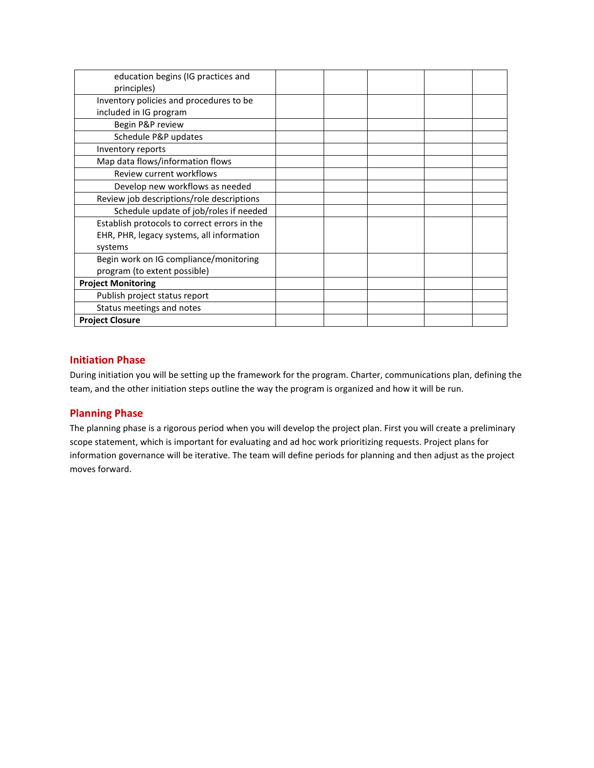| | | | | | |
|---|---|---|---|---|---|
| education begins (IG practices and principles) | | | | | |
| Inventory policies and procedures to be included in IG program | | | | | |
| Begin P&P review | | | | | |
| Schedule P&P updates | | | | | |
| Inventory reports | | | | | |
| Map data flows/information flows | | | | | |
| Review current workflows | | | | | |
| Develop new workflows as needed | | | | | |
| Review job descriptions/role descriptions | | | | | |
| Schedule update of job/roles if needed | | | | | |
| Establish protocols to correct errors in the EHR, PHR, legacy systems, all information systems | | | | | |
| Begin work on IG compliance/monitoring program (to extent possible) | | | | | |
| **Project Monitoring** | | | | | |
| Publish project status report | | | | | |
| Status meetings and notes | | | | | |
| **Project Closure** | | | | | |

## Initiation Phase

During initiation you will be setting up the framework for the program. Charter, communications plan, defining the team, and the other initiation steps outline the way the program is organized and how it will be run.

## Planning Phase

The planning phase is a rigorous period when you will develop the project plan. First you will create a preliminary scope statement, which is important for evaluating and ad hoc work prioritizing requests. Project plans for information governance will be iterative. The team will define periods for planning and then adjust as the project moves forward.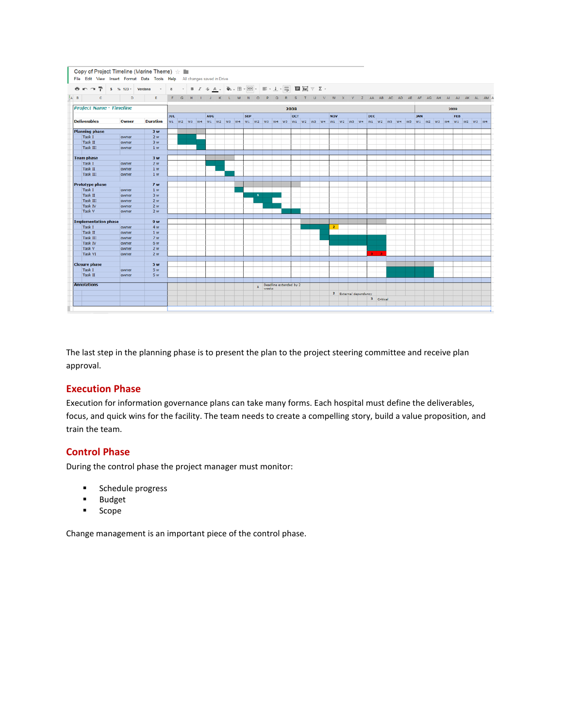| Project Name - Timeline | | |
|---|---|---|
| **Deliverables** | **Owner** | **Duration** |
| **Planning phase** | | **3 w** |
| Task I | owner | 2 w |
| Task II | owner | 3 w |
| Task III | owner | 1 w |
| **Team phase** | | **3 w** |
| Task I | owner | 2 w |
| Task II | owner | 1 w |
| Task III | owner | 1 w |
| **Prototype phase** | | **7 w** |
| Task I | owner | 1 w |
| Task II | owner | 3 w |
| Task III | owner | 2 w |
| Task IV | owner | 2 w |
| Task V | owner | 2 w |
| **Implementation phase** | | **9 w** |
| Task I | owner | 4 w |
| Task II | owner | 1 w |
| Task III | owner | 7 w |
| Task IV | owner | 5 w |
| Task V | owner | 2 w |
| Task VI | owner | 2 w |
| **Closure phase** | | **5 w** |
| Task I | owner | 5 w |
| Task II | owner | 5 w |
| **Annotations** | | |

Annotations: 1 Deadline extended by 2 weeks; 2 External dependency; 3 Critical

The last step in the planning phase is to present the plan to the project steering committee and receive plan approval.

## Execution Phase

Execution for information governance plans can take many forms. Each hospital must define the deliverables, focus, and quick wins for the facility. The team needs to create a compelling story, build a value proposition, and train the team.

## Control Phase

During the control phase the project manager must monitor:

- Schedule progress
- Budget
- Scope

Change management is an important piece of the control phase.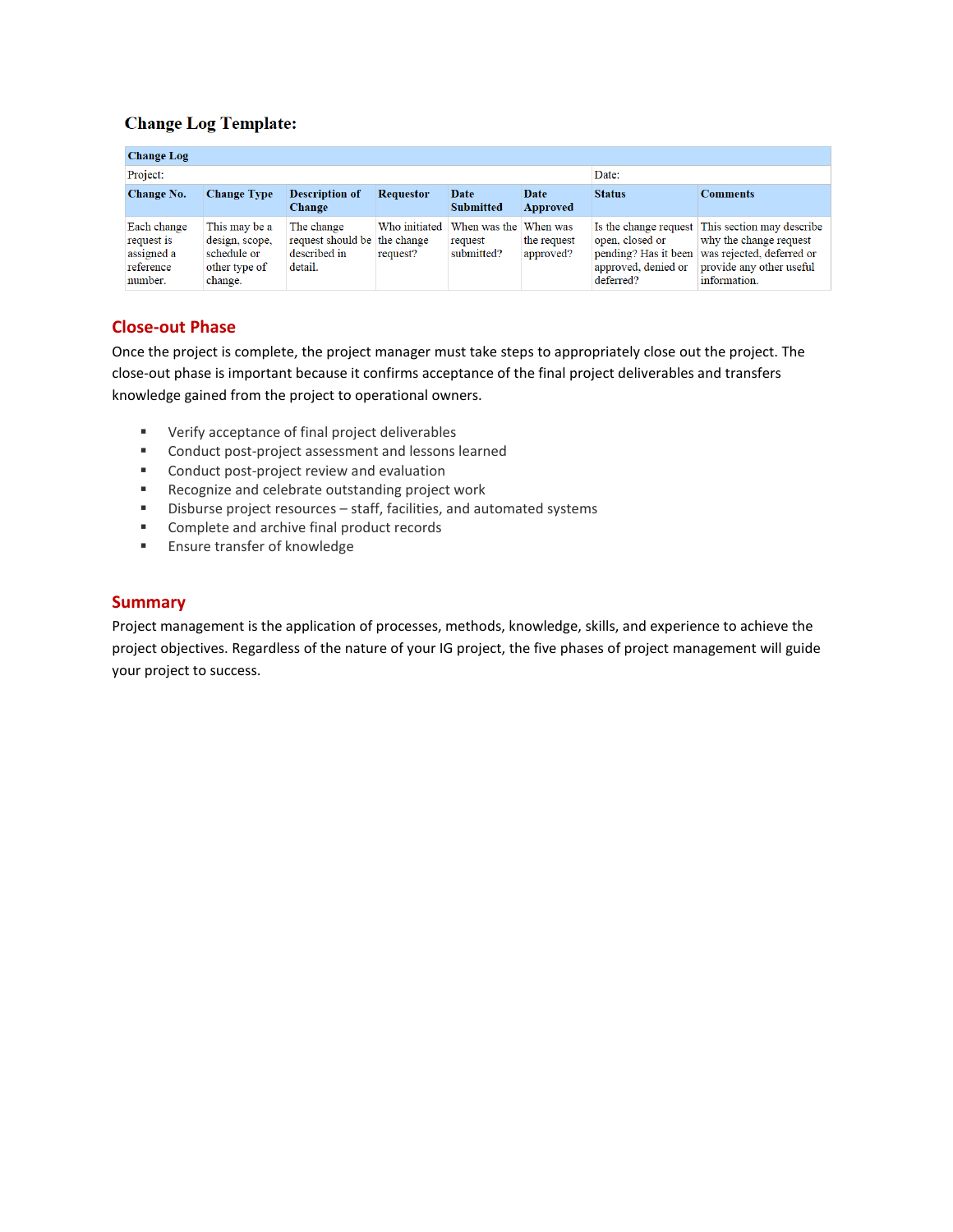## Change Log Template:

| Change Log | | | | | | | |
|---|---|---|---|---|---|---|---|
| Project: | | | | | | Date: | |
| **Change No.** | **Change Type** | **Description of Change** | **Requestor** | **Date Submitted** | **Date Approved** | **Status** | **Comments** |
| Each change request is assigned a reference number. | This may be a design, scope, schedule or other type of change. | The change request should be described in detail. | Who initiated the change request? | When was the request submitted? | When was the request approved? | Is the change request open, closed or pending? Has it been approved, denied or deferred? | This section may describe why the change request was rejected, deferred or provide any other useful information. |

## Close-out Phase

Once the project is complete, the project manager must take steps to appropriately close out the project. The close-out phase is important because it confirms acceptance of the final project deliverables and transfers knowledge gained from the project to operational owners.

- Verify acceptance of final project deliverables
- Conduct post-project assessment and lessons learned
- Conduct post-project review and evaluation
- Recognize and celebrate outstanding project work
- Disburse project resources – staff, facilities, and automated systems
- Complete and archive final product records
- Ensure transfer of knowledge

## Summary

Project management is the application of processes, methods, knowledge, skills, and experience to achieve the project objectives. Regardless of the nature of your IG project, the five phases of project management will guide your project to success.